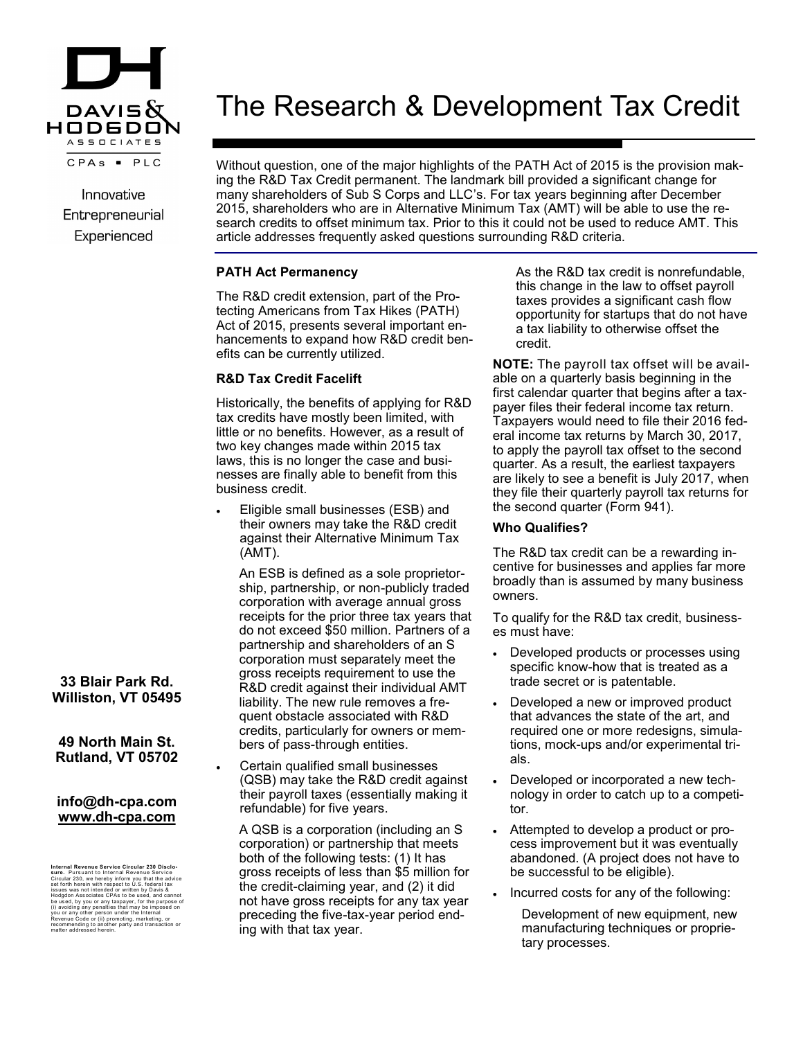# The Research & Development Tax Credit

Innovative
Entrepreneurial
Experienced

Without question, one of the major highlights of the PATH Act of 2015 is the provision making the R&D Tax Credit permanent. The landmark bill provided a significant change for many shareholders of Sub S Corps and LLC's. For tax years beginning after December 2015, shareholders who are in Alternative Minimum Tax (AMT) will be able to use the research credits to offset minimum tax. Prior to this it could not be used to reduce AMT. This article addresses frequently asked questions surrounding R&D criteria.

### PATH Act Permanency

The R&D credit extension, part of the Protecting Americans from Tax Hikes (PATH) Act of 2015, presents several important enhancements to expand how R&D credit benefits can be currently utilized.

### R&D Tax Credit Facelift

Historically, the benefits of applying for R&D tax credits have mostly been limited, with little or no benefits. However, as a result of two key changes made within 2015 tax laws, this is no longer the case and businesses are finally able to benefit from this business credit.

- Eligible small businesses (ESB) and their owners may take the R&D credit against their Alternative Minimum Tax (AMT).

  An ESB is defined as a sole proprietorship, partnership, or non-publicly traded corporation with average annual gross receipts for the prior three tax years that do not exceed $50 million. Partners of a partnership and shareholders of an S corporation must separately meet the gross receipts requirement to use the R&D credit against their individual AMT liability. The new rule removes a frequent obstacle associated with R&D credits, particularly for owners or members of pass-through entities.

- Certain qualified small businesses (QSB) may take the R&D credit against their payroll taxes (essentially making it refundable) for five years.

  A QSB is a corporation (including an S corporation) or partnership that meets both of the following tests: (1) It has gross receipts of less than $5 million for the credit-claiming year, and (2) it did not have gross receipts for any tax year preceding the five-tax-year period ending with that tax year.

  As the R&D tax credit is nonrefundable, this change in the law to offset payroll taxes provides a significant cash flow opportunity for startups that do not have a tax liability to otherwise offset the credit.

**NOTE:** The payroll tax offset will be available on a quarterly basis beginning in the first calendar quarter that begins after a taxpayer files their federal income tax return. Taxpayers would need to file their 2016 federal income tax returns by March 30, 2017, to apply the payroll tax offset to the second quarter. As a result, the earliest taxpayers are likely to see a benefit is July 2017, when they file their quarterly payroll tax returns for the second quarter (Form 941).

### Who Qualifies?

The R&D tax credit can be a rewarding incentive for businesses and applies far more broadly than is assumed by many business owners.

To qualify for the R&D tax credit, businesses must have:

- Developed products or processes using specific know-how that is treated as a trade secret or is patentable.
- Developed a new or improved product that advances the state of the art, and required one or more redesigns, simulations, mock-ups and/or experimental trials.
- Developed or incorporated a new technology in order to catch up to a competitor.
- Attempted to develop a product or process improvement but it was eventually abandoned. (A project does not have to be successful to be eligible).
- Incurred costs for any of the following:

  Development of new equipment, new manufacturing techniques or proprietary processes.

**33 Blair Park Rd.**
**Williston, VT 05495**

**49 North Main St.**
**Rutland, VT 05702**

**info@dh-cpa.com**
**www.dh-cpa.com**

**Internal Revenue Service Circular 230 Disclosure.** Pursuant to Internal Revenue Service Circular 230, we hereby inform you that the advice set forth herein with respect to U.S. federal tax issues was not intended or written by Davis & Hodgdon Associates CPAs to be used, and cannot be used, by you or any taxpayer, for the purpose of (i) avoiding any penalties that may be imposed on you or any other person under the Internal Revenue Code or (ii) promoting, marketing, or recommending to another party and transaction or matter addressed herein.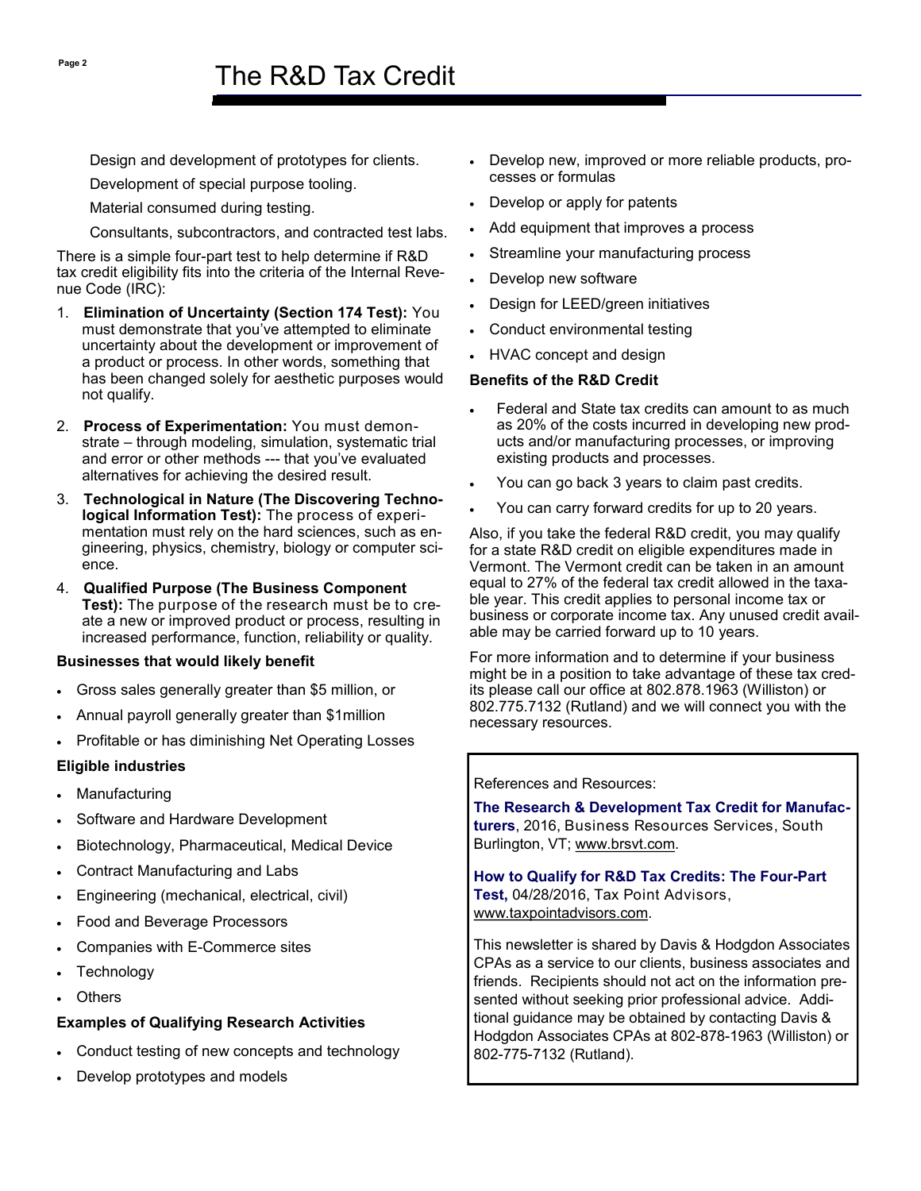# The R&D Tax Credit

Design and development of prototypes for clients.

Development of special purpose tooling.

Material consumed during testing.

Consultants, subcontractors, and contracted test labs.

There is a simple four-part test to help determine if R&D tax credit eligibility fits into the criteria of the Internal Revenue Code (IRC):

1. **Elimination of Uncertainty (Section 174 Test):** You must demonstrate that you've attempted to eliminate uncertainty about the development or improvement of a product or process. In other words, something that has been changed solely for aesthetic purposes would not qualify.
2. **Process of Experimentation:** You must demonstrate – through modeling, simulation, systematic trial and error or other methods --- that you've evaluated alternatives for achieving the desired result.
3. **Technological in Nature (The Discovering Technological Information Test):** The process of experimentation must rely on the hard sciences, such as engineering, physics, chemistry, biology or computer science.
4. **Qualified Purpose (The Business Component Test):** The purpose of the research must be to create a new or improved product or process, resulting in increased performance, function, reliability or quality.

**Businesses that would likely benefit**

- Gross sales generally greater than $5 million, or
- Annual payroll generally greater than $1million
- Profitable or has diminishing Net Operating Losses

**Eligible industries**

- Manufacturing
- Software and Hardware Development
- Biotechnology, Pharmaceutical, Medical Device
- Contract Manufacturing and Labs
- Engineering (mechanical, electrical, civil)
- Food and Beverage Processors
- Companies with E-Commerce sites
- Technology
- Others

**Examples of Qualifying Research Activities**

- Conduct testing of new concepts and technology
- Develop prototypes and models
- Develop new, improved or more reliable products, processes or formulas
- Develop or apply for patents
- Add equipment that improves a process
- Streamline your manufacturing process
- Develop new software
- Design for LEED/green initiatives
- Conduct environmental testing
- HVAC concept and design

**Benefits of the R&D Credit**

- Federal and State tax credits can amount to as much as 20% of the costs incurred in developing new products and/or manufacturing processes, or improving existing products and processes.
- You can go back 3 years to claim past credits.
- You can carry forward credits for up to 20 years.

Also, if you take the federal R&D credit, you may qualify for a state R&D credit on eligible expenditures made in Vermont. The Vermont credit can be taken in an amount equal to 27% of the federal tax credit allowed in the taxable year. This credit applies to personal income tax or business or corporate income tax. Any unused credit available may be carried forward up to 10 years.

For more information and to determine if your business might be in a position to take advantage of these tax credits please call our office at 802.878.1963 (Williston) or 802.775.7132 (Rutland) and we will connect you with the necessary resources.

References and Resources:

**The Research & Development Tax Credit for Manufacturers**, 2016, Business Resources Services, South Burlington, VT; www.brsvt.com.

**How to Qualify for R&D Tax Credits: The Four-Part Test,** 04/28/2016, Tax Point Advisors, www.taxpointadvisors.com.

This newsletter is shared by Davis & Hodgdon Associates CPAs as a service to our clients, business associates and friends. Recipients should not act on the information presented without seeking prior professional advice. Additional guidance may be obtained by contacting Davis & Hodgdon Associates CPAs at 802-878-1963 (Williston) or 802-775-7132 (Rutland).